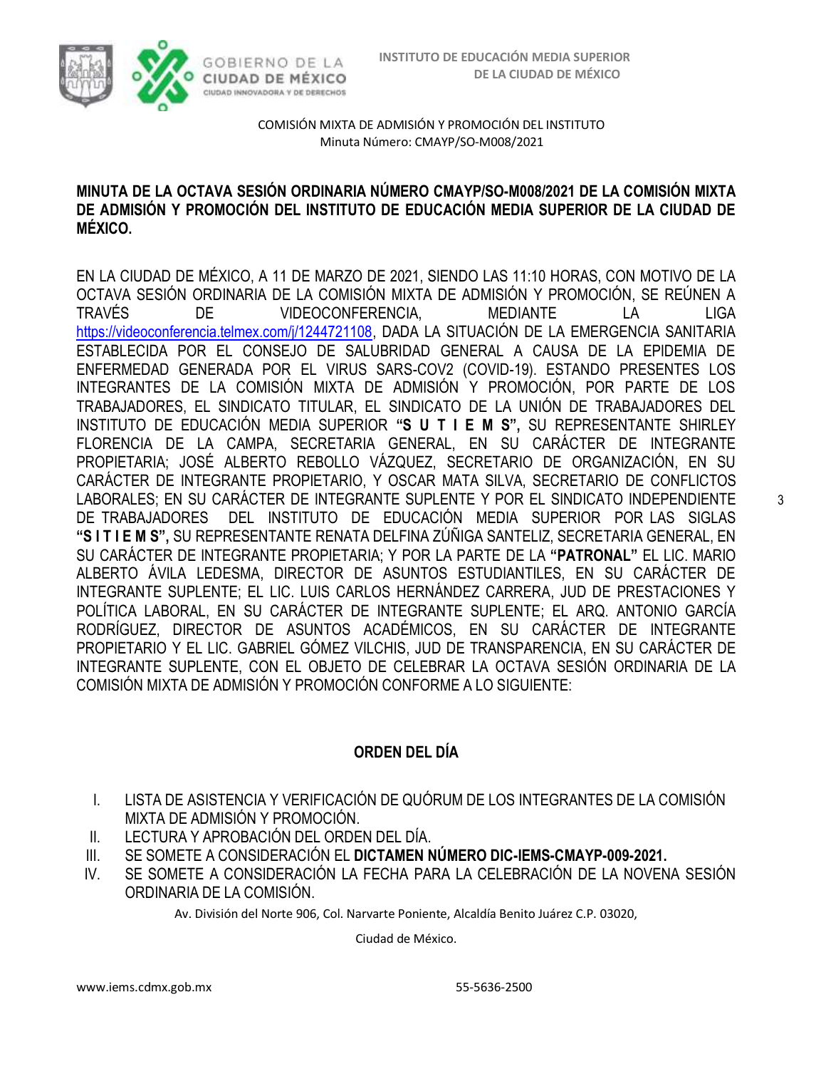COMISIÓN MIXTA DE ADMISIÓN Y PROMOCIÓN DEL INSTITUTO
Minuta Número: CMAYP/SO-M008/2021

**MINUTA DE LA OCTAVA SESIÓN ORDINARIA NÚMERO CMAYP/SO-M008/2021 DE LA COMISIÓN MIXTA DE ADMISIÓN Y PROMOCIÓN DEL INSTITUTO DE EDUCACIÓN MEDIA SUPERIOR DE LA CIUDAD DE MÉXICO.**

EN LA CIUDAD DE MÉXICO, A 11 DE MARZO DE 2021, SIENDO LAS 11:10 HORAS, CON MOTIVO DE LA OCTAVA SESIÓN ORDINARIA DE LA COMISIÓN MIXTA DE ADMISIÓN Y PROMOCIÓN, SE REÚNEN A TRAVÉS DE VIDEOCONFERENCIA, MEDIANTE LA LIGA https://videoconferencia.telmex.com/j/1244721108, DADA LA SITUACIÓN DE LA EMERGENCIA SANITARIA ESTABLECIDA POR EL CONSEJO DE SALUBRIDAD GENERAL A CAUSA DE LA EPIDEMIA DE ENFERMEDAD GENERADA POR EL VIRUS SARS-COV2 (COVID-19). ESTANDO PRESENTES LOS INTEGRANTES DE LA COMISIÓN MIXTA DE ADMISIÓN Y PROMOCIÓN, POR PARTE DE LOS TRABAJADORES, EL SINDICATO TITULAR, EL SINDICATO DE LA UNIÓN DE TRABAJADORES DEL INSTITUTO DE EDUCACIÓN MEDIA SUPERIOR **"S U T I E M S",** SU REPRESENTANTE SHIRLEY FLORENCIA DE LA CAMPA, SECRETARIA GENERAL, EN SU CARÁCTER DE INTEGRANTE PROPIETARIA; JOSÉ ALBERTO REBOLLO VÁZQUEZ, SECRETARIO DE ORGANIZACIÓN, EN SU CARÁCTER DE INTEGRANTE PROPIETARIO, Y OSCAR MATA SILVA, SECRETARIO DE CONFLICTOS LABORALES; EN SU CARÁCTER DE INTEGRANTE SUPLENTE Y POR EL SINDICATO INDEPENDIENTE DE TRABAJADORES DEL INSTITUTO DE EDUCACIÓN MEDIA SUPERIOR POR LAS SIGLAS **"S I T I E M S",** SU REPRESENTANTE RENATA DELFINA ZÚÑIGA SANTELIZ, SECRETARIA GENERAL, EN SU CARÁCTER DE INTEGRANTE PROPIETARIA; Y POR LA PARTE DE LA **"PATRONAL"** EL LIC. MARIO ALBERTO ÁVILA LEDESMA, DIRECTOR DE ASUNTOS ESTUDIANTILES, EN SU CARÁCTER DE INTEGRANTE SUPLENTE; EL LIC. LUIS CARLOS HERNÁNDEZ CARRERA, JUD DE PRESTACIONES Y POLÍTICA LABORAL, EN SU CARÁCTER DE INTEGRANTE SUPLENTE; EL ARQ. ANTONIO GARCÍA RODRÍGUEZ, DIRECTOR DE ASUNTOS ACADÉMICOS, EN SU CARÁCTER DE INTEGRANTE PROPIETARIO Y EL LIC. GABRIEL GÓMEZ VILCHIS, JUD DE TRANSPARENCIA, EN SU CARÁCTER DE INTEGRANTE SUPLENTE, CON EL OBJETO DE CELEBRAR LA OCTAVA SESIÓN ORDINARIA DE LA COMISIÓN MIXTA DE ADMISIÓN Y PROMOCIÓN CONFORME A LO SIGUIENTE:

## ORDEN DEL DÍA

I. LISTA DE ASISTENCIA Y VERIFICACIÓN DE QUÓRUM DE LOS INTEGRANTES DE LA COMISIÓN MIXTA DE ADMISIÓN Y PROMOCIÓN.
II. LECTURA Y APROBACIÓN DEL ORDEN DEL DÍA.
III. SE SOMETE A CONSIDERACIÓN EL **DICTAMEN NÚMERO DIC-IEMS-CMAYP-009-2021.**
IV. SE SOMETE A CONSIDERACIÓN LA FECHA PARA LA CELEBRACIÓN DE LA NOVENA SESIÓN ORDINARIA DE LA COMISIÓN.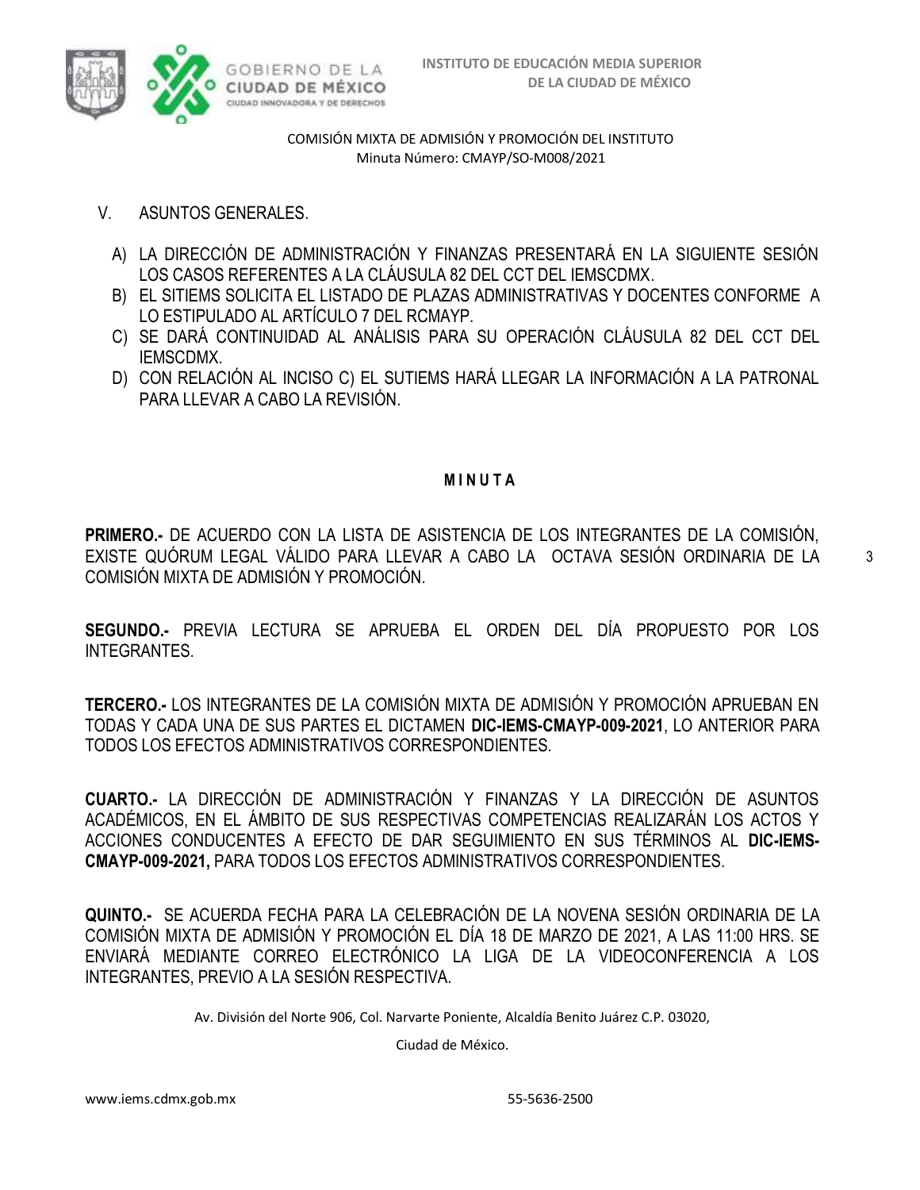V. ASUNTOS GENERALES.

A) LA DIRECCIÓN DE ADMINISTRACIÓN Y FINANZAS PRESENTARÁ EN LA SIGUIENTE SESIÓN LOS CASOS REFERENTES A LA CLÁUSULA 82 DEL CCT DEL IEMSCDMX.
B) EL SITIEMS SOLICITA EL LISTADO DE PLAZAS ADMINISTRATIVAS Y DOCENTES CONFORME A LO ESTIPULADO AL ARTÍCULO 7 DEL RCMAYP.
C) SE DARÁ CONTINUIDAD AL ANÁLISIS PARA SU OPERACIÓN CLÁUSULA 82 DEL CCT DEL IEMSCDMX.
D) CON RELACIÓN AL INCISO C) EL SUTIEMS HARÁ LLEGAR LA INFORMACIÓN A LA PATRONAL PARA LLEVAR A CABO LA REVISIÓN.

**M I N U T A**

**PRIMERO.-** DE ACUERDO CON LA LISTA DE ASISTENCIA DE LOS INTEGRANTES DE LA COMISIÓN, EXISTE QUÓRUM LEGAL VÁLIDO PARA LLEVAR A CABO LA OCTAVA SESIÓN ORDINARIA DE LA COMISIÓN MIXTA DE ADMISIÓN Y PROMOCIÓN.

**SEGUNDO.-** PREVIA LECTURA SE APRUEBA EL ORDEN DEL DÍA PROPUESTO POR LOS INTEGRANTES.

**TERCERO.-** LOS INTEGRANTES DE LA COMISIÓN MIXTA DE ADMISIÓN Y PROMOCIÓN APRUEBAN EN TODAS Y CADA UNA DE SUS PARTES EL DICTAMEN **DIC-IEMS-CMAYP-009-2021**, LO ANTERIOR PARA TODOS LOS EFECTOS ADMINISTRATIVOS CORRESPONDIENTES.

**CUARTO.-** LA DIRECCIÓN DE ADMINISTRACIÓN Y FINANZAS Y LA DIRECCIÓN DE ASUNTOS ACADÉMICOS, EN EL ÁMBITO DE SUS RESPECTIVAS COMPETENCIAS REALIZARÁN LOS ACTOS Y ACCIONES CONDUCENTES A EFECTO DE DAR SEGUIMIENTO EN SUS TÉRMINOS AL **DIC-IEMS-CMAYP-009-2021,** PARA TODOS LOS EFECTOS ADMINISTRATIVOS CORRESPONDIENTES.

**QUINTO.-** SE ACUERDA FECHA PARA LA CELEBRACIÓN DE LA NOVENA SESIÓN ORDINARIA DE LA COMISIÓN MIXTA DE ADMISIÓN Y PROMOCIÓN EL DÍA 18 DE MARZO DE 2021, A LAS 11:00 HRS. SE ENVIARÁ MEDIANTE CORREO ELECTRÓNICO LA LIGA DE LA VIDEOCONFERENCIA A LOS INTEGRANTES, PREVIO A LA SESIÓN RESPECTIVA.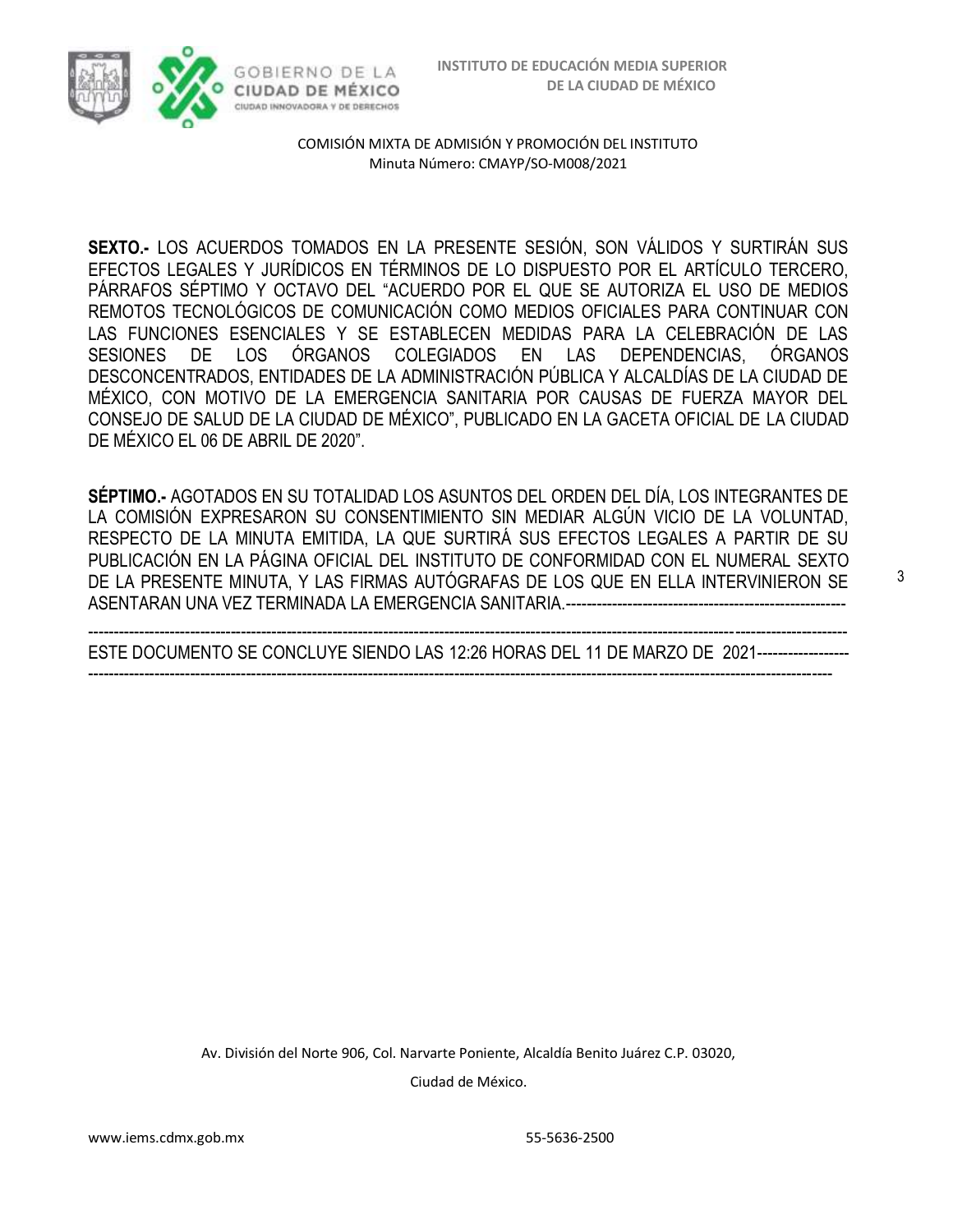**SEXTO.-** LOS ACUERDOS TOMADOS EN LA PRESENTE SESIÓN, SON VÁLIDOS Y SURTIRÁN SUS EFECTOS LEGALES Y JURÍDICOS EN TÉRMINOS DE LO DISPUESTO POR EL ARTÍCULO TERCERO, PÁRRAFOS SÉPTIMO Y OCTAVO DEL "ACUERDO POR EL QUE SE AUTORIZA EL USO DE MEDIOS REMOTOS TECNOLÓGICOS DE COMUNICACIÓN COMO MEDIOS OFICIALES PARA CONTINUAR CON LAS FUNCIONES ESENCIALES Y SE ESTABLECEN MEDIDAS PARA LA CELEBRACIÓN DE LAS SESIONES DE LOS ÓRGANOS COLEGIADOS EN LAS DEPENDENCIAS, ÓRGANOS DESCONCENTRADOS, ENTIDADES DE LA ADMINISTRACIÓN PÚBLICA Y ALCALDÍAS DE LA CIUDAD DE MÉXICO, CON MOTIVO DE LA EMERGENCIA SANITARIA POR CAUSAS DE FUERZA MAYOR DEL CONSEJO DE SALUD DE LA CIUDAD DE MÉXICO", PUBLICADO EN LA GACETA OFICIAL DE LA CIUDAD DE MÉXICO EL 06 DE ABRIL DE 2020".

**SÉPTIMO.-** AGOTADOS EN SU TOTALIDAD LOS ASUNTOS DEL ORDEN DEL DÍA, LOS INTEGRANTES DE LA COMISIÓN EXPRESARON SU CONSENTIMIENTO SIN MEDIAR ALGÚN VICIO DE LA VOLUNTAD, RESPECTO DE LA MINUTA EMITIDA, LA QUE SURTIRÁ SUS EFECTOS LEGALES A PARTIR DE SU PUBLICACIÓN EN LA PÁGINA OFICIAL DEL INSTITUTO DE CONFORMIDAD CON EL NUMERAL SEXTO DE LA PRESENTE MINUTA, Y LAS FIRMAS AUTÓGRAFAS DE LOS QUE EN ELLA INTERVINIERON SE ASENTARAN UNA VEZ TERMINADA LA EMERGENCIA SANITARIA.-------------------------------------------------------

-----------------------------------------------------------------------------------------------------------------------------------------------

ESTE DOCUMENTO SE CONCLUYE SIENDO LAS 12:26 HORAS DEL 11 DE MARZO DE 2021-----------------

-----------------------------------------------------------------------------------------------------------------------------------------------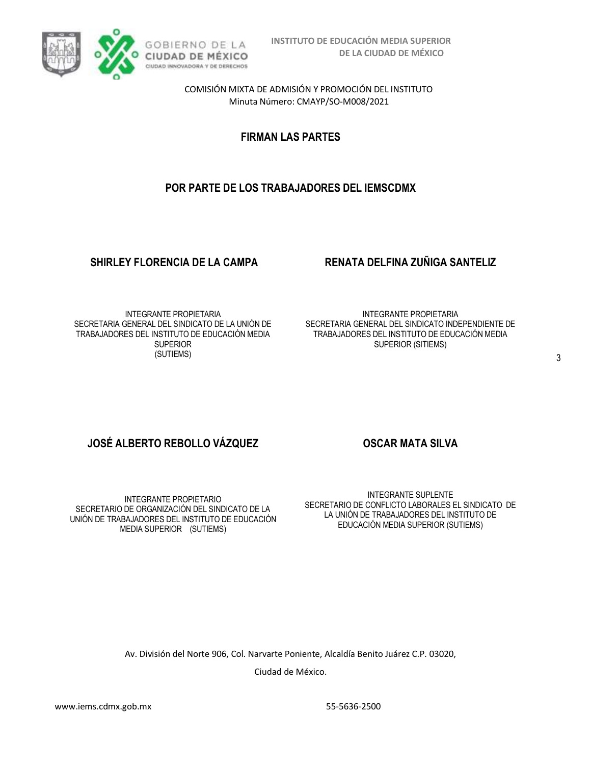COMISIÓN MIXTA DE ADMISIÓN Y PROMOCIÓN DEL INSTITUTO
Minuta Número: CMAYP/SO-M008/2021

**FIRMAN LAS PARTES**

**POR PARTE DE LOS TRABAJADORES DEL IEMSCDMX**

**SHIRLEY FLORENCIA DE LA CAMPA**

INTEGRANTE PROPIETARIA
SECRETARIA GENERAL DEL SINDICATO DE LA UNIÓN DE TRABAJADORES DEL INSTITUTO DE EDUCACIÓN MEDIA SUPERIOR
(SUTIEMS)

**RENATA DELFINA ZUÑIGA SANTELIZ**

INTEGRANTE PROPIETARIA
SECRETARIA GENERAL DEL SINDICATO INDEPENDIENTE DE TRABAJADORES DEL INSTITUTO DE EDUCACIÓN MEDIA SUPERIOR (SITIEMS)

**JOSÉ ALBERTO REBOLLO VÁZQUEZ**

INTEGRANTE PROPIETARIO
SECRETARIO DE ORGANIZACIÓN DEL SINDICATO DE LA UNIÓN DE TRABAJADORES DEL INSTITUTO DE EDUCACIÓN MEDIA SUPERIOR (SUTIEMS)

**OSCAR MATA SILVA**

INTEGRANTE SUPLENTE
SECRETARIO DE CONFLICTO LABORALES EL SINDICATO DE LA UNIÓN DE TRABAJADORES DEL INSTITUTO DE EDUCACIÓN MEDIA SUPERIOR (SUTIEMS)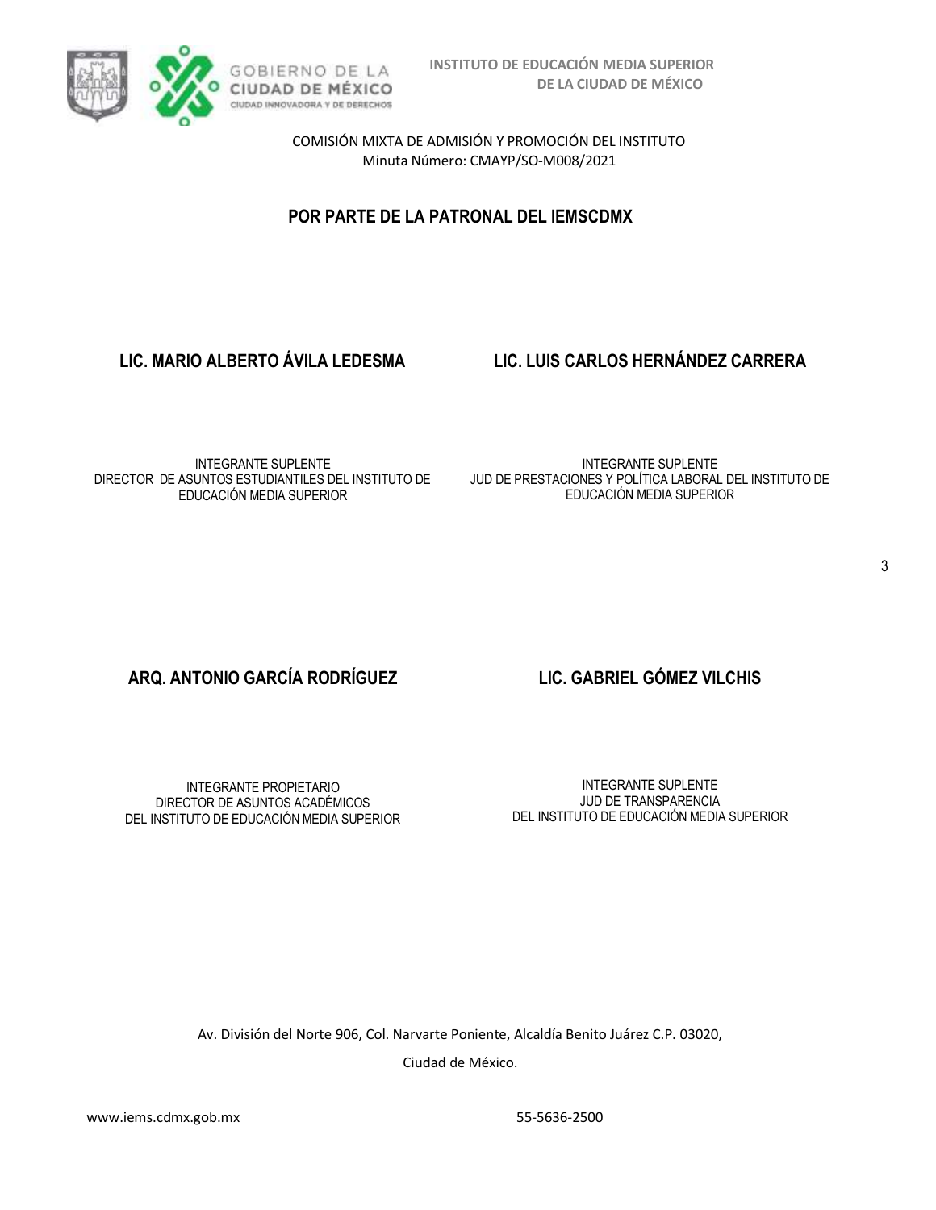COMISIÓN MIXTA DE ADMISIÓN Y PROMOCIÓN DEL INSTITUTO
Minuta Número: CMAYP/SO-M008/2021

## POR PARTE DE LA PATRONAL DEL IEMSCDMX

**LIC. MARIO ALBERTO ÁVILA LEDESMA**

INTEGRANTE SUPLENTE
DIRECTOR DE ASUNTOS ESTUDIANTILES DEL INSTITUTO DE EDUCACIÓN MEDIA SUPERIOR

**LIC. LUIS CARLOS HERNÁNDEZ CARRERA**

INTEGRANTE SUPLENTE
JUD DE PRESTACIONES Y POLÍTICA LABORAL DEL INSTITUTO DE EDUCACIÓN MEDIA SUPERIOR

**ARQ. ANTONIO GARCÍA RODRÍGUEZ**

INTEGRANTE PROPIETARIO
DIRECTOR DE ASUNTOS ACADÉMICOS
DEL INSTITUTO DE EDUCACIÓN MEDIA SUPERIOR

**LIC. GABRIEL GÓMEZ VILCHIS**

INTEGRANTE SUPLENTE
JUD DE TRANSPARENCIA
DEL INSTITUTO DE EDUCACIÓN MEDIA SUPERIOR